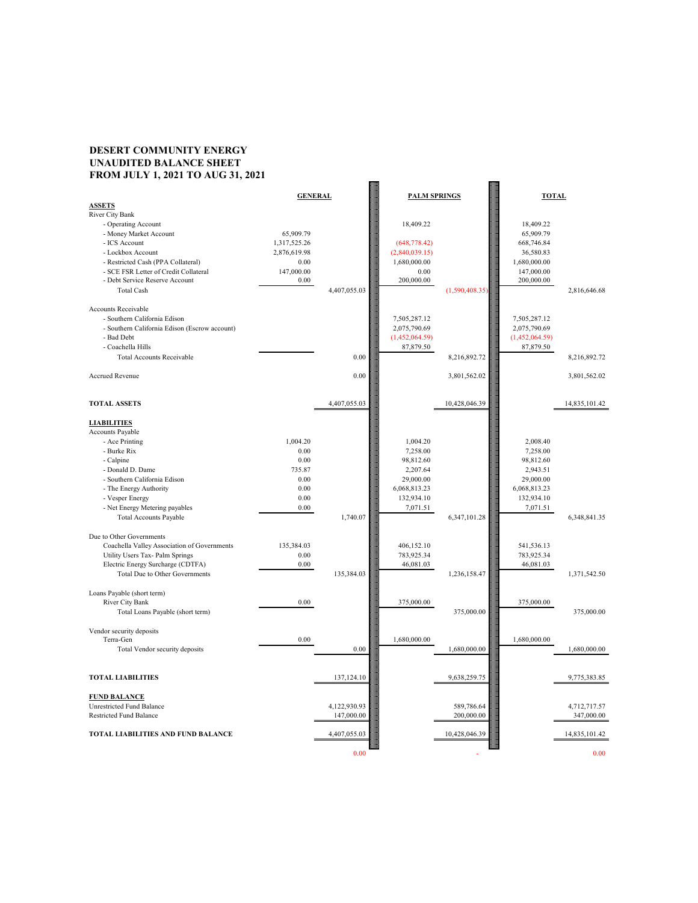# DESERT COMMUNITY ENERGY
## UNAUDITED BALANCE SHEET
## FROM JULY 1, 2021 TO AUG 31, 2021

| | GENERAL | | PALM SPRINGS | | TOTAL | |
|---|---|---|---|---|---|---|
| **ASSETS** | | | | | | |
| River City Bank | | | | | | |
| - Operating Account | | | 18,409.22 | | 18,409.22 | |
| - Money Market Account | 65,909.79 | | | | 65,909.79 | |
| - ICS Account | 1,317,525.26 | | (648,778.42) | | 668,746.84 | |
| - Lockbox Account | 2,876,619.98 | | (2,840,039.15) | | 36,580.83 | |
| - Restricted Cash (PPA Collateral) | 0.00 | | 1,680,000.00 | | 1,680,000.00 | |
| - SCE FSR Letter of Credit Collateral | 147,000.00 | | 0.00 | | 147,000.00 | |
| - Debt Service Reserve Account | 0.00 | | 200,000.00 | | 200,000.00 | |
| Total Cash | | 4,407,055.03 | | (1,590,408.35) | | 2,816,646.68 |
| Accounts Receivable | | | | | | |
| - Southern California Edison | | | 7,505,287.12 | | 7,505,287.12 | |
| - Southern California Edison (Escrow account) | | | 2,075,790.69 | | 2,075,790.69 | |
| - Bad Debt | | | (1,452,064.59) | | (1,452,064.59) | |
| - Coachella Hills | | | 87,879.50 | | 87,879.50 | |
| Total Accounts Receivable | | 0.00 | | 8,216,892.72 | | 8,216,892.72 |
| Accrued Revenue | | 0.00 | | 3,801,562.02 | | 3,801,562.02 |
| **TOTAL ASSETS** | | 4,407,055.03 | | 10,428,046.39 | | 14,835,101.42 |
| **LIABILITIES** | | | | | | |
| Accounts Payable | | | | | | |
| - Ace Printing | 1,004.20 | | 1,004.20 | | 2,008.40 | |
| - Burke Rix | 0.00 | | 7,258.00 | | 7,258.00 | |
| - Calpine | 0.00 | | 98,812.60 | | 98,812.60 | |
| - Donald D. Dame | 735.87 | | 2,207.64 | | 2,943.51 | |
| - Southern California Edison | 0.00 | | 29,000.00 | | 29,000.00 | |
| - The Energy Authority | 0.00 | | 6,068,813.23 | | 6,068,813.23 | |
| - Vesper Energy | 0.00 | | 132,934.10 | | 132,934.10 | |
| - Net Energy Metering payables | 0.00 | | 7,071.51 | | 7,071.51 | |
| Total Accounts Payable | | 1,740.07 | | 6,347,101.28 | | 6,348,841.35 |
| Due to Other Governments | | | | | | |
| Coachella Valley Association of Governments | 135,384.03 | | 406,152.10 | | 541,536.13 | |
| Utility Users Tax- Palm Springs | 0.00 | | 783,925.34 | | 783,925.34 | |
| Electric Energy Surcharge (CDTFA) | 0.00 | | 46,081.03 | | 46,081.03 | |
| Total Due to Other Governments | | 135,384.03 | | 1,236,158.47 | | 1,371,542.50 |
| Loans Payable (short term) | | | | | | |
| River City Bank | 0.00 | | 375,000.00 | | 375,000.00 | |
| Total Loans Payable (short term) | | | | 375,000.00 | | 375,000.00 |
| Vendor security deposits | | | | | | |
| Terra-Gen | 0.00 | | 1,680,000.00 | | 1,680,000.00 | |
| Total Vendor security deposits | | 0.00 | | 1,680,000.00 | | 1,680,000.00 |
| **TOTAL LIABILITIES** | | 137,124.10 | | 9,638,259.75 | | 9,775,383.85 |
| **FUND BALANCE** | | | | | | |
| Unrestricted Fund Balance | | 4,122,930.93 | | 589,786.64 | | 4,712,717.57 |
| Restricted Fund Balance | | 147,000.00 | | 200,000.00 | | 347,000.00 |
| **TOTAL LIABILITIES AND FUND BALANCE** | | 4,407,055.03 | | 10,428,046.39 | | 14,835,101.42 |
| | | 0.00 | | - | | 0.00 |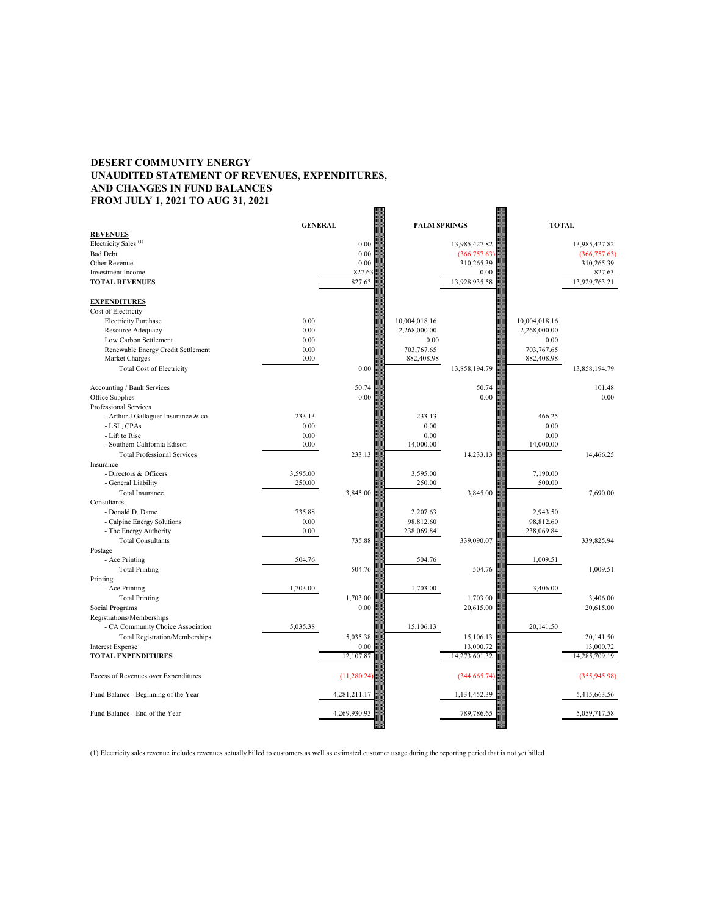**DESERT COMMUNITY ENERGY**
**UNAUDITED STATEMENT OF REVENUES, EXPENDITURES, AND CHANGES IN FUND BALANCES**
**FROM JULY 1, 2021 TO AUG 31, 2021**

| | GENERAL | | PALM SPRINGS | | TOTAL | |
|---|---|---|---|---|---|---|
| **REVENUES** | | | | | | |
| Electricity Sales [1] | | 0.00 | | 13,985,427.82 | | 13,985,427.82 |
| Bad Debt | | 0.00 | | (366,757.63) | | (366,757.63) |
| Other Revenue | | 0.00 | | 310,265.39 | | 310,265.39 |
| Investment Income | | 827.63 | | 0.00 | | 827.63 |
| **TOTAL REVENUES** | | 827.63 | | 13,928,935.58 | | 13,929,763.21 |
| | | | | | | |
| **EXPENDITURES** | | | | | | |
| Cost of Electricity | | | | | | |
| Electricity Purchase | 0.00 | | 10,004,018.16 | | 10,004,018.16 | |
| Resource Adequacy | 0.00 | | 2,268,000.00 | | 2,268,000.00 | |
| Low Carbon Settlement | 0.00 | | 0.00 | | 0.00 | |
| Renewable Energy Credit Settlement | 0.00 | | 703,767.65 | | 703,767.65 | |
| Market Charges | 0.00 | | 882,408.98 | | 882,408.98 | |
| Total Cost of Electricity | | 0.00 | | 13,858,194.79 | | 13,858,194.79 |
| | | | | | | |
| Accounting / Bank Services | | 50.74 | | 50.74 | | 101.48 |
| Office Supplies | | 0.00 | | 0.00 | | 0.00 |
| Professional Services | | | | | | |
| - Arthur J Gallaguer Insurance & co | 233.13 | | 233.13 | | 466.25 | |
| - LSL, CPAs | 0.00 | | 0.00 | | 0.00 | |
| - Lift to Rise | 0.00 | | 0.00 | | 0.00 | |
| - Southern California Edison | 0.00 | | 14,000.00 | | 14,000.00 | |
| Total Professional Services | | 233.13 | | 14,233.13 | | 14,466.25 |
| Insurance | | | | | | |
| - Directors & Officers | 3,595.00 | | 3,595.00 | | 7,190.00 | |
| - General Liability | 250.00 | | 250.00 | | 500.00 | |
| Total Insurance | | 3,845.00 | | 3,845.00 | | 7,690.00 |
| Consultants | | | | | | |
| - Donald D. Dame | 735.88 | | 2,207.63 | | 2,943.50 | |
| - Calpine Energy Solutions | 0.00 | | 98,812.60 | | 98,812.60 | |
| - The Energy Authority | 0.00 | | 238,069.84 | | 238,069.84 | |
| Total Consultants | | 735.88 | | 339,090.07 | | 339,825.94 |
| Postage | | | | | | |
| - Ace Printing | 504.76 | | 504.76 | | 1,009.51 | |
| Total Printing | | 504.76 | | 504.76 | | 1,009.51 |
| Printing | | | | | | |
| - Ace Printing | 1,703.00 | | 1,703.00 | | 3,406.00 | |
| Total Printing | | 1,703.00 | | 1,703.00 | | 3,406.00 |
| Social Programs | | 0.00 | | 20,615.00 | | 20,615.00 |
| Registrations/Memberships | | | | | | |
| - CA Community Choice Association | 5,035.38 | | 15,106.13 | | 20,141.50 | |
| Total Registration/Memberships | | 5,035.38 | | 15,106.13 | | 20,141.50 |
| Interest Expense | | 0.00 | | 13,000.72 | | 13,000.72 |
| **TOTAL EXPENDITURES** | | 12,107.87 | | 14,273,601.32 | | 14,285,709.19 |
| | | | | | | |
| Excess of Revenues over Expenditures | | (11,280.24) | | (344,665.74) | | (355,945.98) |
| | | | | | | |
| Fund Balance - Beginning of the Year | | 4,281,211.17 | | 1,134,452.39 | | 5,415,663.56 |
| | | | | | | |
| Fund Balance - End of the Year | | 4,269,930.93 | | 789,786.65 | | 5,059,717.58 |

(1) Electricity sales revenue includes revenues actually billed to customers as well as estimated customer usage during the reporting period that is not yet billed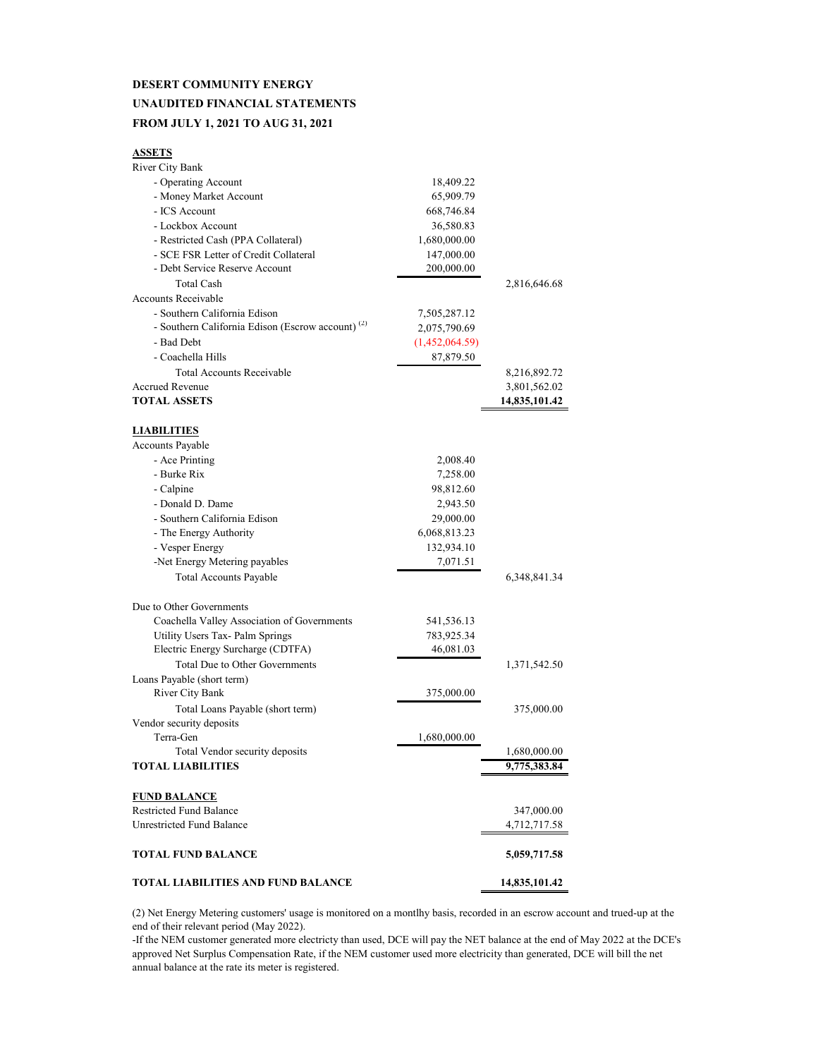**DESERT COMMUNITY ENERGY**

**UNAUDITED FINANCIAL STATEMENTS**

**FROM JULY 1, 2021 TO AUG 31, 2021**

| | | |
|---|---|---|
| **ASSETS** | | |
| River City Bank | | |
| - Operating Account | 18,409.22 | |
| - Money Market Account | 65,909.79 | |
| - ICS Account | 668,746.84 | |
| - Lockbox Account | 36,580.83 | |
| - Restricted Cash (PPA Collateral) | 1,680,000.00 | |
| - SCE FSR Letter of Credit Collateral | 147,000.00 | |
| - Debt Service Reserve Account | 200,000.00 | |
| Total Cash | | 2,816,646.68 |
| Accounts Receivable | | |
| - Southern California Edison | 7,505,287.12 | |
| - Southern California Edison (Escrow account) (2) | 2,075,790.69 | |
| - Bad Debt | (1,452,064.59) | |
| - Coachella Hills | 87,879.50 | |
| Total Accounts Receivable | | 8,216,892.72 |
| Accrued Revenue | | 3,801,562.02 |
| **TOTAL ASSETS** | | **14,835,101.42** |
| | | |
| **LIABILITIES** | | |
| Accounts Payable | | |
| - Ace Printing | 2,008.40 | |
| - Burke Rix | 7,258.00 | |
| - Calpine | 98,812.60 | |
| - Donald D. Dame | 2,943.50 | |
| - Southern California Edison | 29,000.00 | |
| - The Energy Authority | 6,068,813.23 | |
| - Vesper Energy | 132,934.10 | |
| -Net Energy Metering payables | 7,071.51 | |
| Total Accounts Payable | | 6,348,841.34 |
| | | |
| Due to Other Governments | | |
| Coachella Valley Association of Governments | 541,536.13 | |
| Utility Users Tax- Palm Springs | 783,925.34 | |
| Electric Energy Surcharge (CDTFA) | 46,081.03 | |
| Total Due to Other Governments | | 1,371,542.50 |
| Loans Payable (short term) | | |
| River City Bank | 375,000.00 | |
| Total Loans Payable (short term) | | 375,000.00 |
| Vendor security deposits | | |
| Terra-Gen | 1,680,000.00 | |
| Total Vendor security deposits | | 1,680,000.00 |
| **TOTAL LIABILITIES** | | **9,775,383.84** |
| | | |
| **FUND BALANCE** | | |
| Restricted Fund Balance | | 347,000.00 |
| Unrestricted Fund Balance | | 4,712,717.58 |
| | | |
| **TOTAL FUND BALANCE** | | **5,059,717.58** |
| | | |
| **TOTAL LIABILITIES AND FUND BALANCE** | | **14,835,101.42** |

(2) Net Energy Metering customers' usage is monitored on a montlhy basis, recorded in an escrow account and trued-up at the end of their relevant period (May 2022).

-If the NEM customer generated more electricty than used, DCE will pay the NET balance at the end of May 2022 at the DCE's approved Net Surplus Compensation Rate, if the NEM customer used more electricity than generated, DCE will bill the net annual balance at the rate its meter is registered.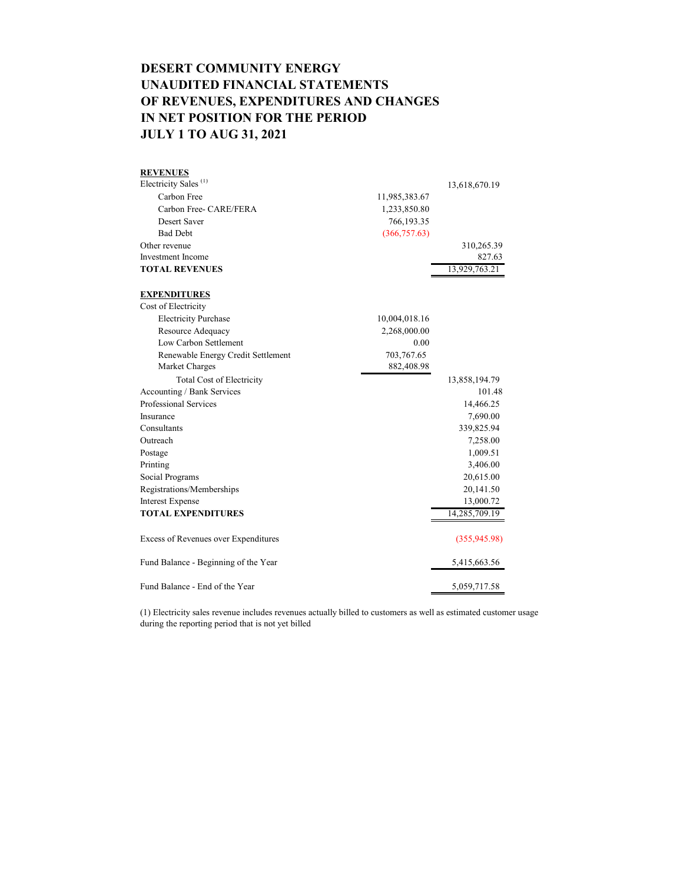# DESERT COMMUNITY ENERGY
# UNAUDITED FINANCIAL STATEMENTS
# OF REVENUES, EXPENDITURES AND CHANGES
# IN NET POSITION FOR THE PERIOD
# JULY 1 TO AUG 31, 2021

| | | |
|---|---|---|
| **REVENUES** | | |
| Electricity Sales [1] | | 13,618,670.19 |
| Carbon Free | 11,985,383.67 | |
| Carbon Free- CARE/FERA | 1,233,850.80 | |
| Desert Saver | 766,193.35 | |
| Bad Debt | (366,757.63) | |
| Other revenue | | 310,265.39 |
| Investment Income | | 827.63 |
| **TOTAL REVENUES** | | 13,929,763.21 |
| | | |
| **EXPENDITURES** | | |
| Cost of Electricity | | |
| Electricity Purchase | 10,004,018.16 | |
| Resource Adequacy | 2,268,000.00 | |
| Low Carbon Settlement | 0.00 | |
| Renewable Energy Credit Settlement | 703,767.65 | |
| Market Charges | 882,408.98 | |
| Total Cost of Electricity | | 13,858,194.79 |
| Accounting / Bank Services | | 101.48 |
| Professional Services | | 14,466.25 |
| Insurance | | 7,690.00 |
| Consultants | | 339,825.94 |
| Outreach | | 7,258.00 |
| Postage | | 1,009.51 |
| Printing | | 3,406.00 |
| Social Programs | | 20,615.00 |
| Registrations/Memberships | | 20,141.50 |
| Interest Expense | | 13,000.72 |
| **TOTAL EXPENDITURES** | | 14,285,709.19 |
| | | |
| Excess of Revenues over Expenditures | | (355,945.98) |
| | | |
| Fund Balance - Beginning of the Year | | 5,415,663.56 |
| | | |
| Fund Balance - End of the Year | | 5,059,717.58 |

(1) Electricity sales revenue includes revenues actually billed to customers as well as estimated customer usage during the reporting period that is not yet billed